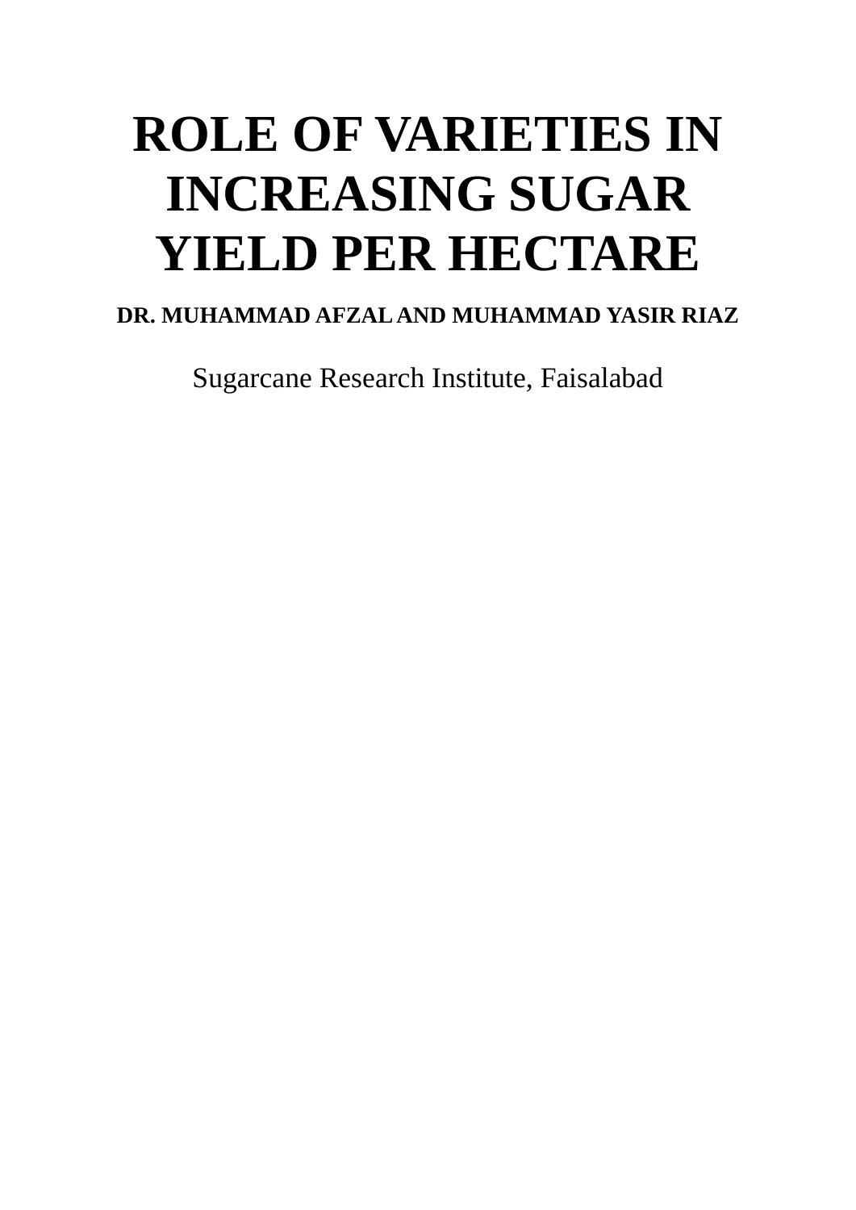# ROLE OF VARIETIES IN INCREASING SUGAR YIELD PER HECTARE

**DR. MUHAMMAD AFZAL AND MUHAMMAD YASIR RIAZ**

Sugarcane Research Institute, Faisalabad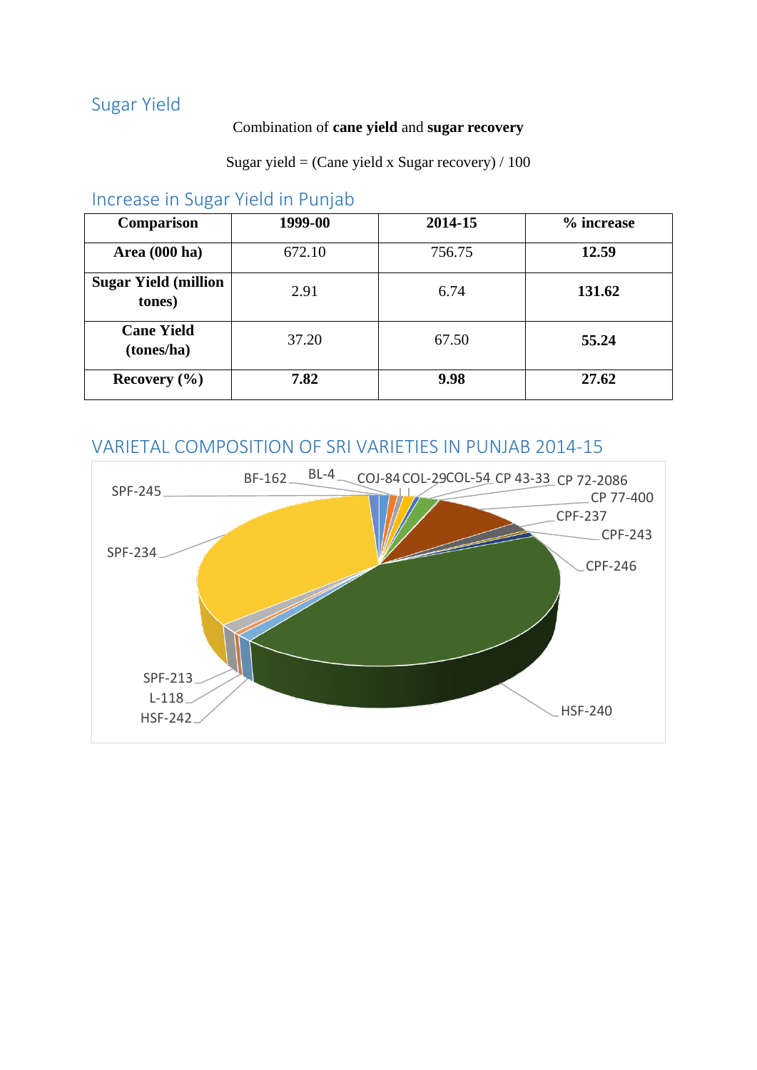## Sugar Yield

Combination of **cane yield** and **sugar recovery**

Sugar yield = (Cane yield x Sugar recovery) / 100

## Increase in Sugar Yield in Punjab

| Comparison | 1999-00 | 2014-15 | % increase |
|---|---|---|---|
| **Area (000 ha)** | 672.10 | 756.75 | **12.59** |
| **Sugar Yield (million tones)** | 2.91 | 6.74 | **131.62** |
| **Cane Yield (tones/ha)** | 37.20 | 67.50 | **55.24** |
| **Recovery (%)** | **7.82** | **9.98** | **27.62** |

## VARIETAL COMPOSITION OF SRI VARIETIES IN PUNJAB 2014-15

SPF-245, BF-162, BL-4, COJ-84, COL-29, COL-54, CP 43-33, CP 72-2086, CP 77-400, CPF-237, CPF-243, CPF-246, HSF-240, HSF-242, L-118, SPF-213, SPF-234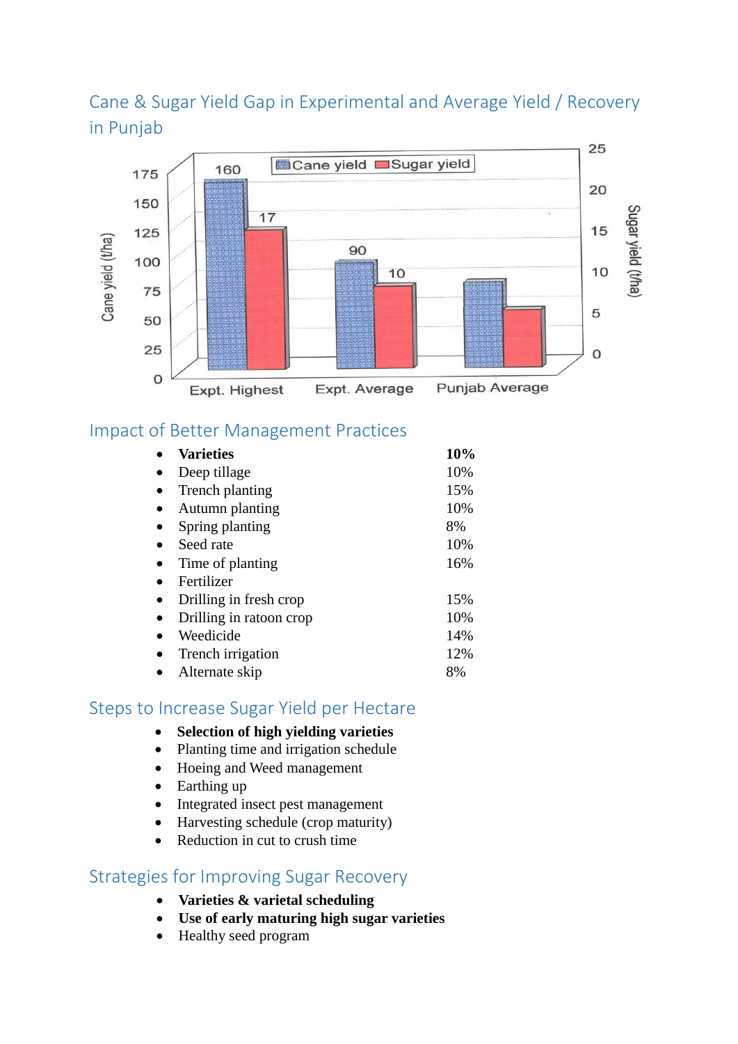## Cane & Sugar Yield Gap in Experimental and Average Yield / Recovery in Punjab

## Impact of Better Management Practices

- **Varieties** **10%**
- Deep tillage 10%
- Trench planting 15%
- Autumn planting 10%
- Spring planting 8%
- Seed rate 10%
- Time of planting 16%
- Fertilizer
- Drilling in fresh crop 15%
- Drilling in ratoon crop 10%
- Weedicide 14%
- Trench irrigation 12%
- Alternate skip 8%

## Steps to Increase Sugar Yield per Hectare

- **Selection of high yielding varieties**
- Planting time and irrigation schedule
- Hoeing and Weed management
- Earthing up
- Integrated insect pest management
- Harvesting schedule (crop maturity)
- Reduction in cut to crush time

## Strategies for Improving Sugar Recovery

- **Varieties & varietal scheduling**
- **Use of early maturing high sugar varieties**
- Healthy seed program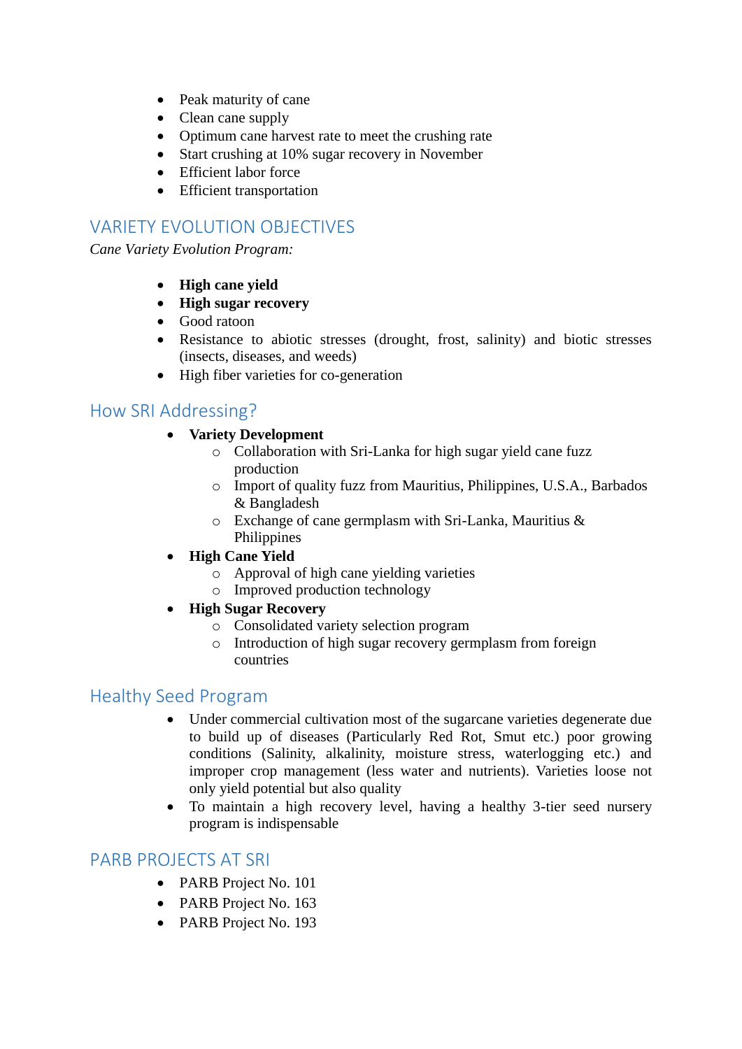- Peak maturity of cane
- Clean cane supply
- Optimum cane harvest rate to meet the crushing rate
- Start crushing at 10% sugar recovery in November
- Efficient labor force
- Efficient transportation

## VARIETY EVOLUTION OBJECTIVES

*Cane Variety Evolution Program:*

- **High cane yield**
- **High sugar recovery**
- Good ratoon
- Resistance to abiotic stresses (drought, frost, salinity) and biotic stresses (insects, diseases, and weeds)
- High fiber varieties for co-generation

## How SRI Addressing?

- **Variety Development**
    - Collaboration with Sri-Lanka for high sugar yield cane fuzz production
    - Import of quality fuzz from Mauritius, Philippines, U.S.A., Barbados & Bangladesh
    - Exchange of cane germplasm with Sri-Lanka, Mauritius & Philippines
- **High Cane Yield**
    - Approval of high cane yielding varieties
    - Improved production technology
- **High Sugar Recovery**
    - Consolidated variety selection program
    - Introduction of high sugar recovery germplasm from foreign countries

## Healthy Seed Program

- Under commercial cultivation most of the sugarcane varieties degenerate due to build up of diseases (Particularly Red Rot, Smut etc.) poor growing conditions (Salinity, alkalinity, moisture stress, waterlogging etc.) and improper crop management (less water and nutrients). Varieties loose not only yield potential but also quality
- To maintain a high recovery level, having a healthy 3-tier seed nursery program is indispensable

## PARB PROJECTS AT SRI

- PARB Project No. 101
- PARB Project No. 163
- PARB Project No. 193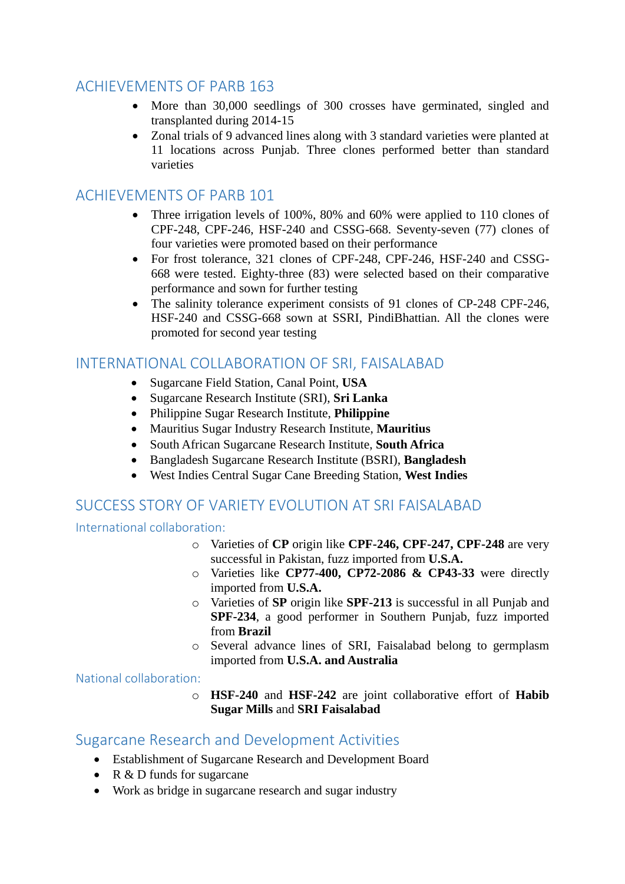## ACHIEVEMENTS OF PARB 163

- More than 30,000 seedlings of 300 crosses have germinated, singled and transplanted during 2014-15
- Zonal trials of 9 advanced lines along with 3 standard varieties were planted at 11 locations across Punjab. Three clones performed better than standard varieties

## ACHIEVEMENTS OF PARB 101

- Three irrigation levels of 100%, 80% and 60% were applied to 110 clones of CPF-248, CPF-246, HSF-240 and CSSG-668. Seventy-seven (77) clones of four varieties were promoted based on their performance
- For frost tolerance, 321 clones of CPF-248, CPF-246, HSF-240 and CSSG-668 were tested. Eighty-three (83) were selected based on their comparative performance and sown for further testing
- The salinity tolerance experiment consists of 91 clones of CP-248 CPF-246, HSF-240 and CSSG-668 sown at SSRI, PindiBhattian. All the clones were promoted for second year testing

## INTERNATIONAL COLLABORATION OF SRI, FAISALABAD

- Sugarcane Field Station, Canal Point, **USA**
- Sugarcane Research Institute (SRI), **Sri Lanka**
- Philippine Sugar Research Institute, **Philippine**
- Mauritius Sugar Industry Research Institute, **Mauritius**
- South African Sugarcane Research Institute, **South Africa**
- Bangladesh Sugarcane Research Institute (BSRI), **Bangladesh**
- West Indies Central Sugar Cane Breeding Station, **West Indies**

## SUCCESS STORY OF VARIETY EVOLUTION AT SRI FAISALABAD

### International collaboration:

- Varieties of **CP** origin like **CPF-246, CPF-247, CPF-248** are very successful in Pakistan, fuzz imported from **U.S.A.**
- Varieties like **CP77-400, CP72-2086 & CP43-33** were directly imported from **U.S.A.**
- Varieties of **SP** origin like **SPF-213** is successful in all Punjab and **SPF-234**, a good performer in Southern Punjab, fuzz imported from **Brazil**
- Several advance lines of SRI, Faisalabad belong to germplasm imported from **U.S.A. and Australia**

### National collaboration:

- **HSF-240** and **HSF-242** are joint collaborative effort of **Habib Sugar Mills** and **SRI Faisalabad**

## Sugarcane Research and Development Activities

- Establishment of Sugarcane Research and Development Board
- R & D funds for sugarcane
- Work as bridge in sugarcane research and sugar industry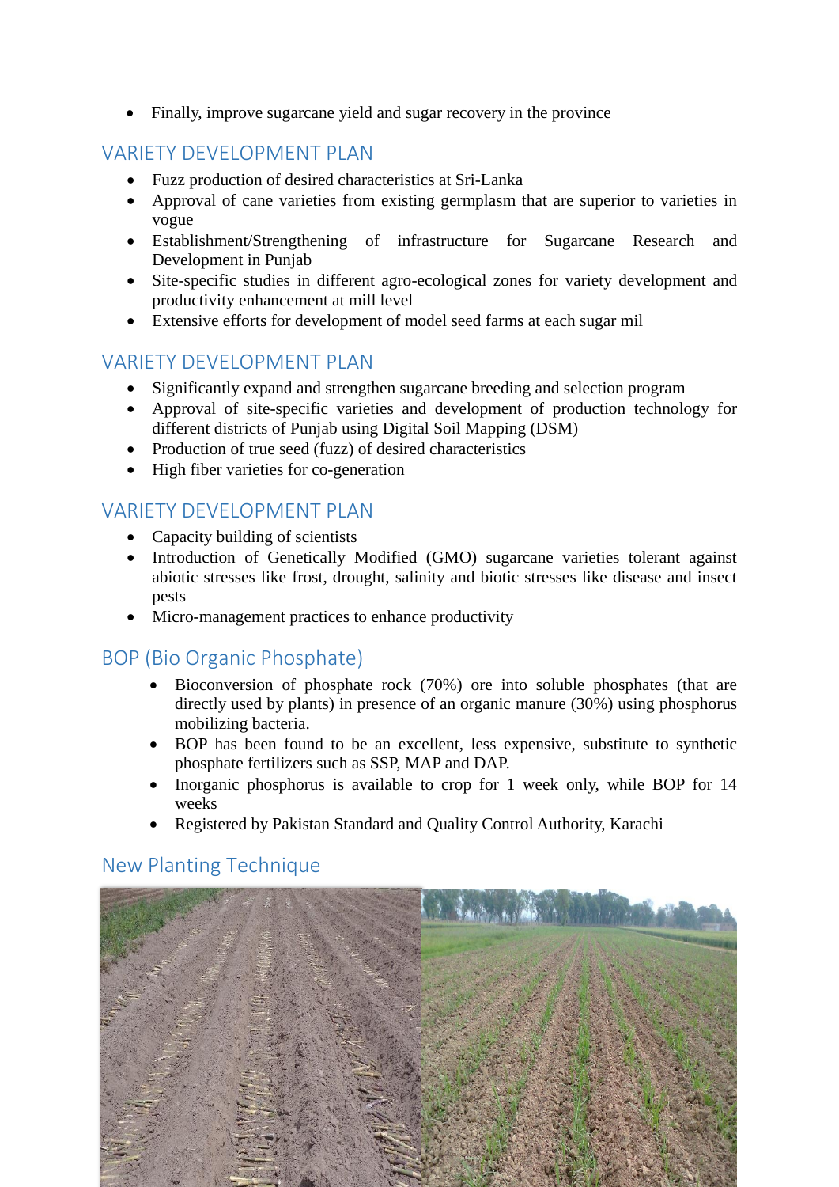- Finally, improve sugarcane yield and sugar recovery in the province

## VARIETY DEVELOPMENT PLAN

- Fuzz production of desired characteristics at Sri-Lanka
- Approval of cane varieties from existing germplasm that are superior to varieties in vogue
- Establishment/Strengthening of infrastructure for Sugarcane Research and Development in Punjab
- Site-specific studies in different agro-ecological zones for variety development and productivity enhancement at mill level
- Extensive efforts for development of model seed farms at each sugar mil

## VARIETY DEVELOPMENT PLAN

- Significantly expand and strengthen sugarcane breeding and selection program
- Approval of site-specific varieties and development of production technology for different districts of Punjab using Digital Soil Mapping (DSM)
- Production of true seed (fuzz) of desired characteristics
- High fiber varieties for co-generation

## VARIETY DEVELOPMENT PLAN

- Capacity building of scientists
- Introduction of Genetically Modified (GMO) sugarcane varieties tolerant against abiotic stresses like frost, drought, salinity and biotic stresses like disease and insect pests
- Micro-management practices to enhance productivity

## BOP (Bio Organic Phosphate)

- Bioconversion of phosphate rock (70%) ore into soluble phosphates (that are directly used by plants) in presence of an organic manure (30%) using phosphorus mobilizing bacteria.
- BOP has been found to be an excellent, less expensive, substitute to synthetic phosphate fertilizers such as SSP, MAP and DAP.
- Inorganic phosphorus is available to crop for 1 week only, while BOP for 14 weeks
- Registered by Pakistan Standard and Quality Control Authority, Karachi

## New Planting Technique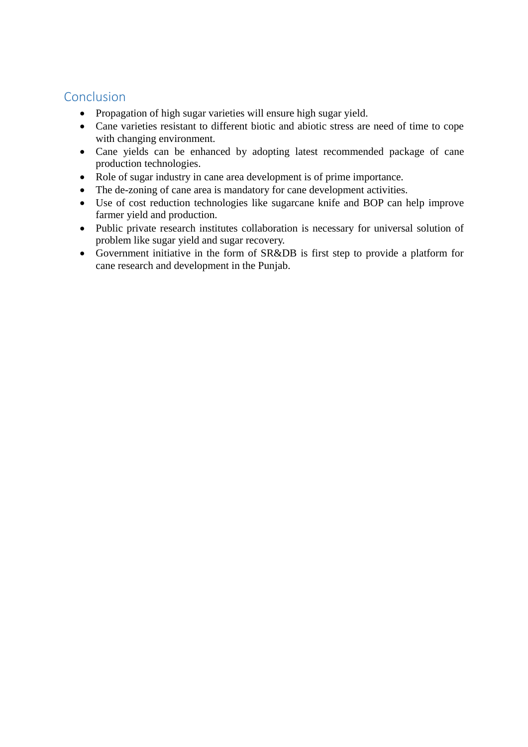## Conclusion

- Propagation of high sugar varieties will ensure high sugar yield.
- Cane varieties resistant to different biotic and abiotic stress are need of time to cope with changing environment.
- Cane yields can be enhanced by adopting latest recommended package of cane production technologies.
- Role of sugar industry in cane area development is of prime importance.
- The de-zoning of cane area is mandatory for cane development activities.
- Use of cost reduction technologies like sugarcane knife and BOP can help improve farmer yield and production.
- Public private research institutes collaboration is necessary for universal solution of problem like sugar yield and sugar recovery.
- Government initiative in the form of SR&DB is first step to provide a platform for cane research and development in the Punjab.